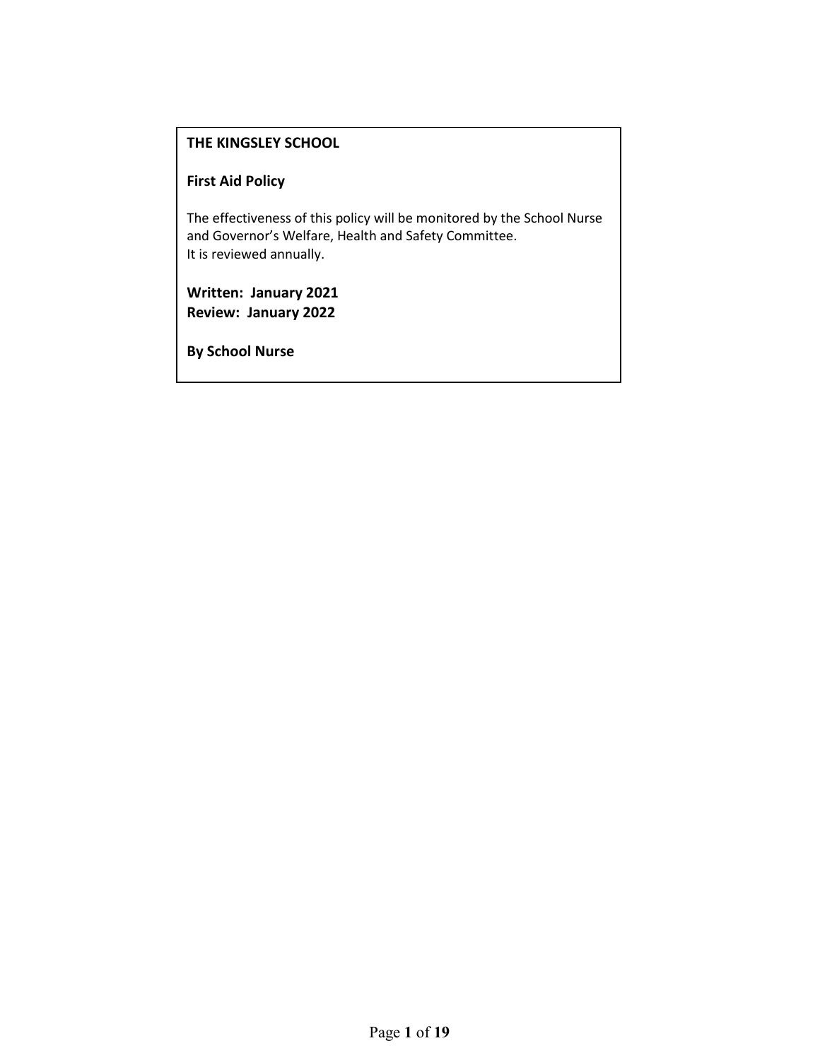**THE KINGSLEY SCHOOL**

**First Aid Policy**

The effectiveness of this policy will be monitored by the School Nurse and Governor's Welfare, Health and Safety Committee.
It is reviewed annually.

**Written: January 2021**
**Review: January 2022**

**By School Nurse**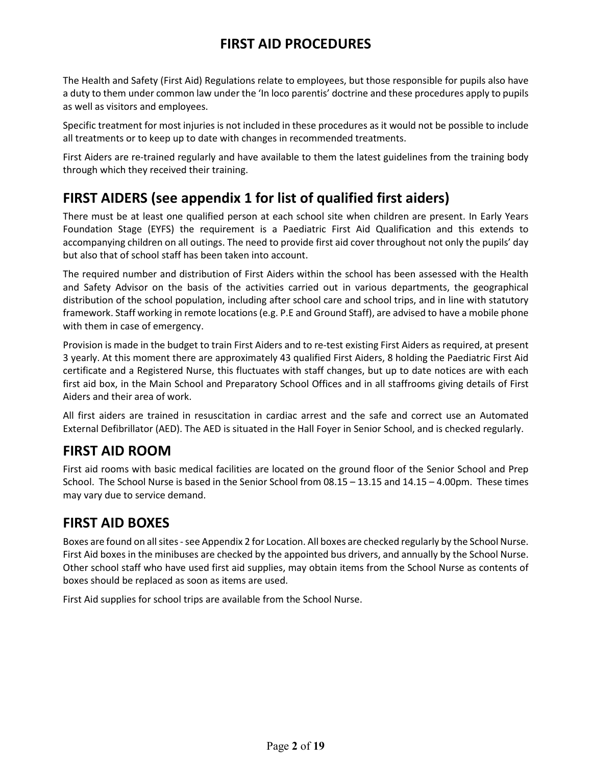# FIRST AID PROCEDURES

The Health and Safety (First Aid) Regulations relate to employees, but those responsible for pupils also have a duty to them under common law under the 'In loco parentis' doctrine and these procedures apply to pupils as well as visitors and employees.

Specific treatment for most injuries is not included in these procedures as it would not be possible to include all treatments or to keep up to date with changes in recommended treatments.

First Aiders are re-trained regularly and have available to them the latest guidelines from the training body through which they received their training.

## FIRST AIDERS (see appendix 1 for list of qualified first aiders)

There must be at least one qualified person at each school site when children are present. In Early Years Foundation Stage (EYFS) the requirement is a Paediatric First Aid Qualification and this extends to accompanying children on all outings. The need to provide first aid cover throughout not only the pupils' day but also that of school staff has been taken into account.

The required number and distribution of First Aiders within the school has been assessed with the Health and Safety Advisor on the basis of the activities carried out in various departments, the geographical distribution of the school population, including after school care and school trips, and in line with statutory framework. Staff working in remote locations (e.g. P.E and Ground Staff), are advised to have a mobile phone with them in case of emergency.

Provision is made in the budget to train First Aiders and to re-test existing First Aiders as required, at present 3 yearly. At this moment there are approximately 43 qualified First Aiders, 8 holding the Paediatric First Aid certificate and a Registered Nurse, this fluctuates with staff changes, but up to date notices are with each first aid box, in the Main School and Preparatory School Offices and in all staffrooms giving details of First Aiders and their area of work.

All first aiders are trained in resuscitation in cardiac arrest and the safe and correct use an Automated External Defibrillator (AED). The AED is situated in the Hall Foyer in Senior School, and is checked regularly.

## FIRST AID ROOM

First aid rooms with basic medical facilities are located on the ground floor of the Senior School and Prep School. The School Nurse is based in the Senior School from 08.15 – 13.15 and 14.15 – 4.00pm. These times may vary due to service demand.

## FIRST AID BOXES

Boxes are found on all sites - see Appendix 2 for Location. All boxes are checked regularly by the School Nurse. First Aid boxes in the minibuses are checked by the appointed bus drivers, and annually by the School Nurse. Other school staff who have used first aid supplies, may obtain items from the School Nurse as contents of boxes should be replaced as soon as items are used.

First Aid supplies for school trips are available from the School Nurse.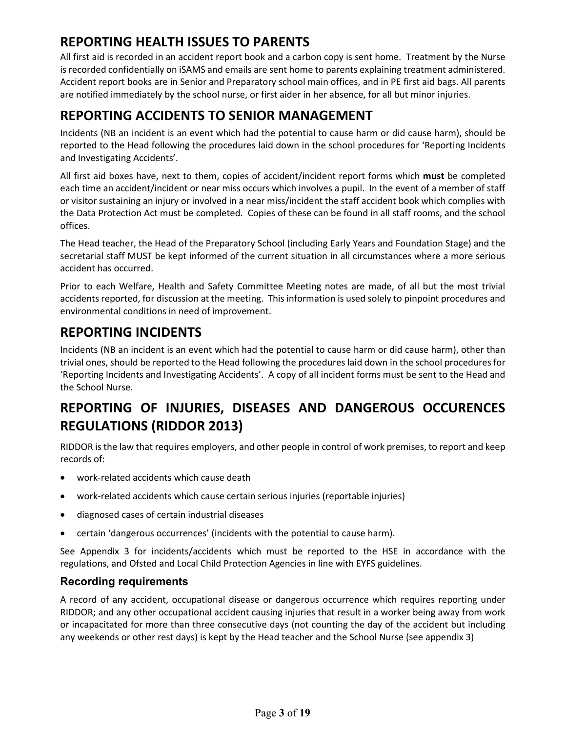## REPORTING HEALTH ISSUES TO PARENTS

All first aid is recorded in an accident report book and a carbon copy is sent home. Treatment by the Nurse is recorded confidentially on iSAMS and emails are sent home to parents explaining treatment administered. Accident report books are in Senior and Preparatory school main offices, and in PE first aid bags. All parents are notified immediately by the school nurse, or first aider in her absence, for all but minor injuries.

## REPORTING ACCIDENTS TO SENIOR MANAGEMENT

Incidents (NB an incident is an event which had the potential to cause harm or did cause harm), should be reported to the Head following the procedures laid down in the school procedures for 'Reporting Incidents and Investigating Accidents'.

All first aid boxes have, next to them, copies of accident/incident report forms which **must** be completed each time an accident/incident or near miss occurs which involves a pupil. In the event of a member of staff or visitor sustaining an injury or involved in a near miss/incident the staff accident book which complies with the Data Protection Act must be completed. Copies of these can be found in all staff rooms, and the school offices.

The Head teacher, the Head of the Preparatory School (including Early Years and Foundation Stage) and the secretarial staff MUST be kept informed of the current situation in all circumstances where a more serious accident has occurred.

Prior to each Welfare, Health and Safety Committee Meeting notes are made, of all but the most trivial accidents reported, for discussion at the meeting. This information is used solely to pinpoint procedures and environmental conditions in need of improvement.

## REPORTING INCIDENTS

Incidents (NB an incident is an event which had the potential to cause harm or did cause harm), other than trivial ones, should be reported to the Head following the procedures laid down in the school procedures for 'Reporting Incidents and Investigating Accidents'. A copy of all incident forms must be sent to the Head and the School Nurse.

## REPORTING OF INJURIES, DISEASES AND DANGEROUS OCCURENCES REGULATIONS (RIDDOR 2013)

RIDDOR is the law that requires employers, and other people in control of work premises, to report and keep records of:

- work-related accidents which cause death
- work-related accidents which cause certain serious injuries (reportable injuries)
- diagnosed cases of certain industrial diseases
- certain 'dangerous occurrences' (incidents with the potential to cause harm).

See Appendix 3 for incidents/accidents which must be reported to the HSE in accordance with the regulations, and Ofsted and Local Child Protection Agencies in line with EYFS guidelines.

### Recording requirements

A record of any accident, occupational disease or dangerous occurrence which requires reporting under RIDDOR; and any other occupational accident causing injuries that result in a worker being away from work or incapacitated for more than three consecutive days (not counting the day of the accident but including any weekends or other rest days) is kept by the Head teacher and the School Nurse (see appendix 3)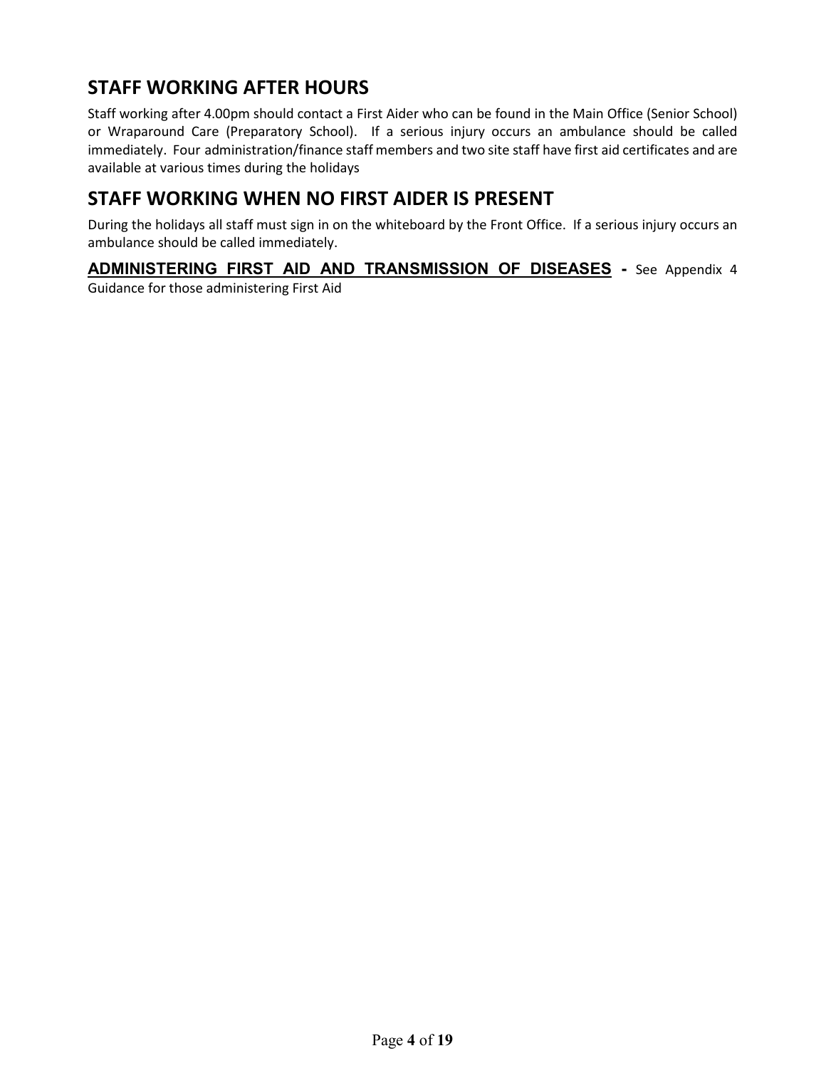## STAFF WORKING AFTER HOURS

Staff working after 4.00pm should contact a First Aider who can be found in the Main Office (Senior School) or Wraparound Care (Preparatory School). If a serious injury occurs an ambulance should be called immediately. Four administration/finance staff members and two site staff have first aid certificates and are available at various times during the holidays

## STAFF WORKING WHEN NO FIRST AIDER IS PRESENT

During the holidays all staff must sign in on the whiteboard by the Front Office. If a serious injury occurs an ambulance should be called immediately.

**ADMINISTERING FIRST AID AND TRANSMISSION OF DISEASES -** See Appendix 4 Guidance for those administering First Aid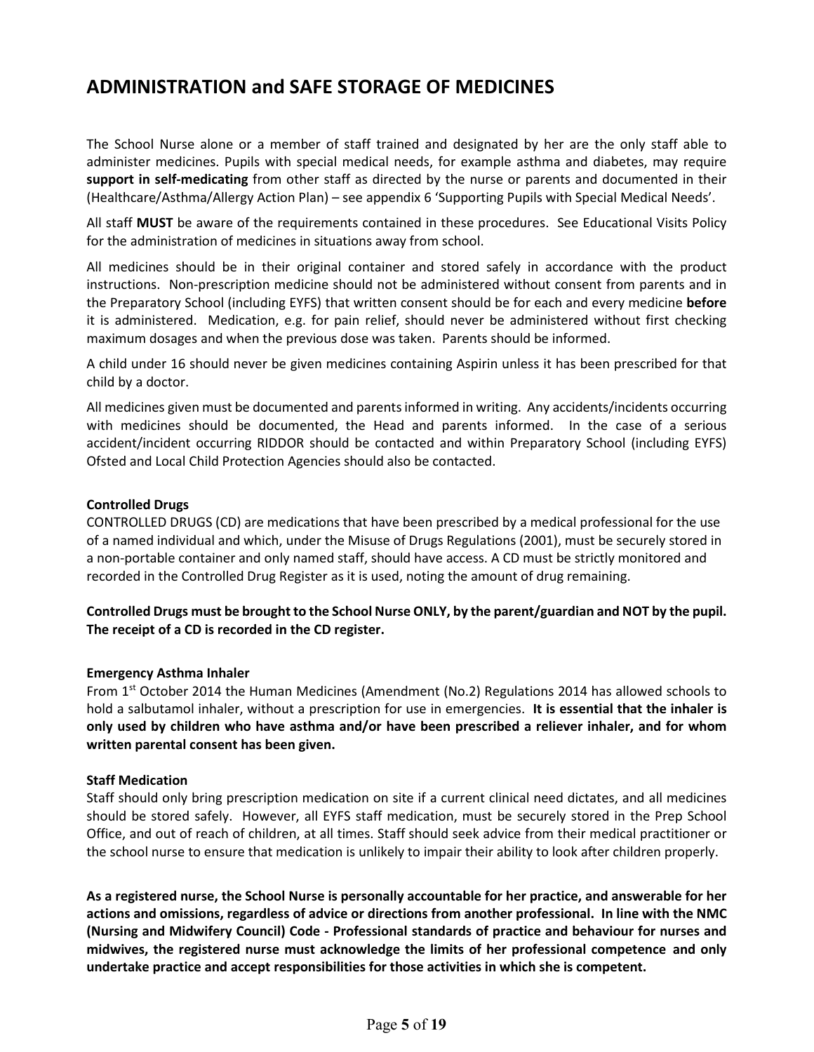# ADMINISTRATION and SAFE STORAGE OF MEDICINES

The School Nurse alone or a member of staff trained and designated by her are the only staff able to administer medicines. Pupils with special medical needs, for example asthma and diabetes, may require **support in self-medicating** from other staff as directed by the nurse or parents and documented in their (Healthcare/Asthma/Allergy Action Plan) – see appendix 6 'Supporting Pupils with Special Medical Needs'.

All staff **MUST** be aware of the requirements contained in these procedures. See Educational Visits Policy for the administration of medicines in situations away from school.

All medicines should be in their original container and stored safely in accordance with the product instructions. Non-prescription medicine should not be administered without consent from parents and in the Preparatory School (including EYFS) that written consent should be for each and every medicine **before** it is administered. Medication, e.g. for pain relief, should never be administered without first checking maximum dosages and when the previous dose was taken. Parents should be informed.

A child under 16 should never be given medicines containing Aspirin unless it has been prescribed for that child by a doctor.

All medicines given must be documented and parents informed in writing. Any accidents/incidents occurring with medicines should be documented, the Head and parents informed. In the case of a serious accident/incident occurring RIDDOR should be contacted and within Preparatory School (including EYFS) Ofsted and Local Child Protection Agencies should also be contacted.

**Controlled Drugs**

CONTROLLED DRUGS (CD) are medications that have been prescribed by a medical professional for the use of a named individual and which, under the Misuse of Drugs Regulations (2001), must be securely stored in a non-portable container and only named staff, should have access. A CD must be strictly monitored and recorded in the Controlled Drug Register as it is used, noting the amount of drug remaining.

**Controlled Drugs must be brought to the School Nurse ONLY, by the parent/guardian and NOT by the pupil. The receipt of a CD is recorded in the CD register.**

**Emergency Asthma Inhaler**

From 1st October 2014 the Human Medicines (Amendment (No.2) Regulations 2014 has allowed schools to hold a salbutamol inhaler, without a prescription for use in emergencies. **It is essential that the inhaler is only used by children who have asthma and/or have been prescribed a reliever inhaler, and for whom written parental consent has been given.**

**Staff Medication**

Staff should only bring prescription medication on site if a current clinical need dictates, and all medicines should be stored safely. However, all EYFS staff medication, must be securely stored in the Prep School Office, and out of reach of children, at all times. Staff should seek advice from their medical practitioner or the school nurse to ensure that medication is unlikely to impair their ability to look after children properly.

**As a registered nurse, the School Nurse is personally accountable for her practice, and answerable for her actions and omissions, regardless of advice or directions from another professional. In line with the NMC (Nursing and Midwifery Council) Code - Professional standards of practice and behaviour for nurses and midwives, the registered nurse must acknowledge the limits of her professional competence and only undertake practice and accept responsibilities for those activities in which she is competent.**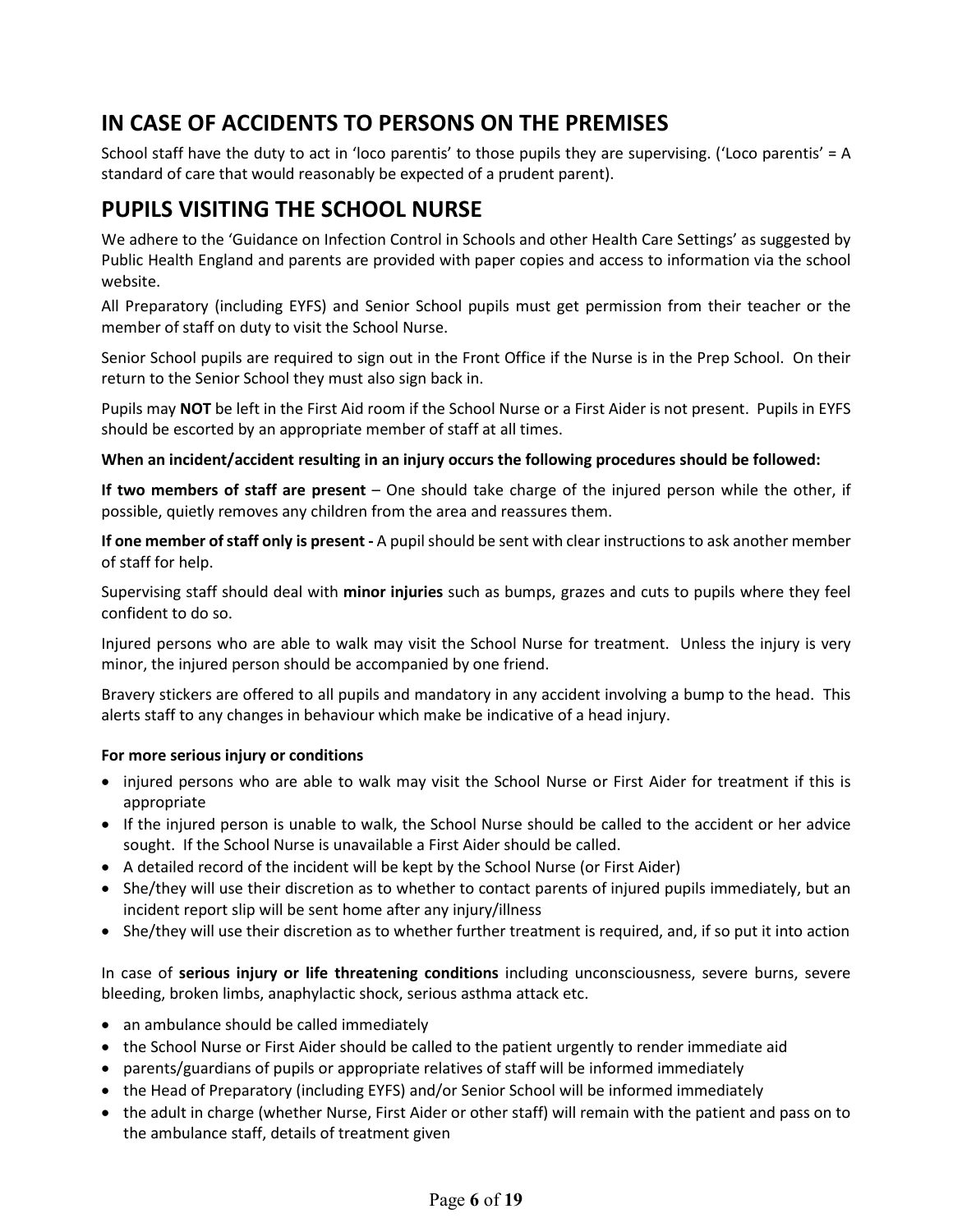## IN CASE OF ACCIDENTS TO PERSONS ON THE PREMISES

School staff have the duty to act in 'loco parentis' to those pupils they are supervising. ('Loco parentis' = A standard of care that would reasonably be expected of a prudent parent).

## PUPILS VISITING THE SCHOOL NURSE

We adhere to the 'Guidance on Infection Control in Schools and other Health Care Settings' as suggested by Public Health England and parents are provided with paper copies and access to information via the school website.

All Preparatory (including EYFS) and Senior School pupils must get permission from their teacher or the member of staff on duty to visit the School Nurse.

Senior School pupils are required to sign out in the Front Office if the Nurse is in the Prep School. On their return to the Senior School they must also sign back in.

Pupils may **NOT** be left in the First Aid room if the School Nurse or a First Aider is not present. Pupils in EYFS should be escorted by an appropriate member of staff at all times.

**When an incident/accident resulting in an injury occurs the following procedures should be followed:**

**If two members of staff are present** – One should take charge of the injured person while the other, if possible, quietly removes any children from the area and reassures them.

**If one member of staff only is present -** A pupil should be sent with clear instructions to ask another member of staff for help.

Supervising staff should deal with **minor injuries** such as bumps, grazes and cuts to pupils where they feel confident to do so.

Injured persons who are able to walk may visit the School Nurse for treatment. Unless the injury is very minor, the injured person should be accompanied by one friend.

Bravery stickers are offered to all pupils and mandatory in any accident involving a bump to the head. This alerts staff to any changes in behaviour which make be indicative of a head injury.

**For more serious injury or conditions**

- injured persons who are able to walk may visit the School Nurse or First Aider for treatment if this is appropriate
- If the injured person is unable to walk, the School Nurse should be called to the accident or her advice sought. If the School Nurse is unavailable a First Aider should be called.
- A detailed record of the incident will be kept by the School Nurse (or First Aider)
- She/they will use their discretion as to whether to contact parents of injured pupils immediately, but an incident report slip will be sent home after any injury/illness
- She/they will use their discretion as to whether further treatment is required, and, if so put it into action

In case of **serious injury or life threatening conditions** including unconsciousness, severe burns, severe bleeding, broken limbs, anaphylactic shock, serious asthma attack etc.

- an ambulance should be called immediately
- the School Nurse or First Aider should be called to the patient urgently to render immediate aid
- parents/guardians of pupils or appropriate relatives of staff will be informed immediately
- the Head of Preparatory (including EYFS) and/or Senior School will be informed immediately
- the adult in charge (whether Nurse, First Aider or other staff) will remain with the patient and pass on to the ambulance staff, details of treatment given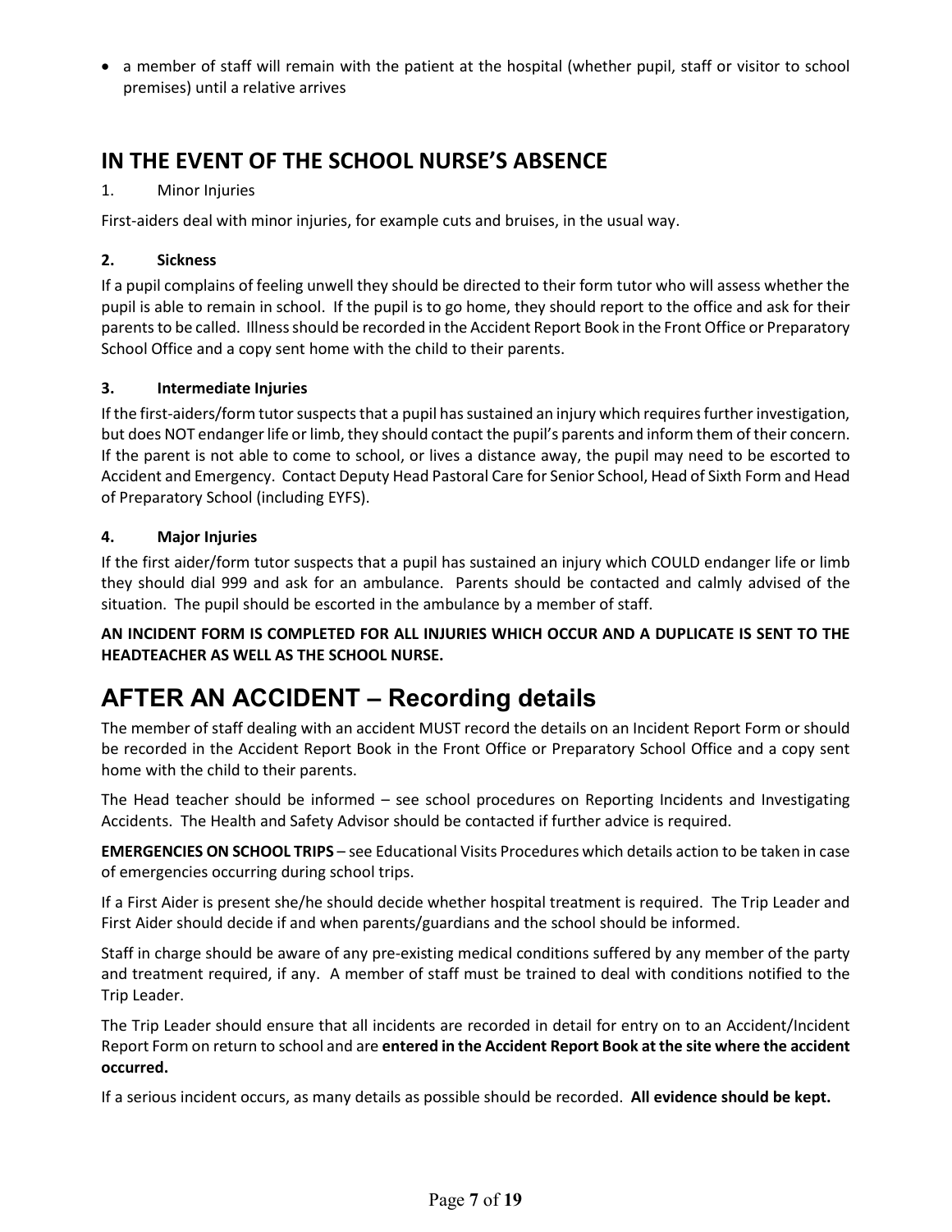- a member of staff will remain with the patient at the hospital (whether pupil, staff or visitor to school premises) until a relative arrives

## IN THE EVENT OF THE SCHOOL NURSE'S ABSENCE

1. Minor Injuries

First-aiders deal with minor injuries, for example cuts and bruises, in the usual way.

**2. Sickness**

If a pupil complains of feeling unwell they should be directed to their form tutor who will assess whether the pupil is able to remain in school. If the pupil is to go home, they should report to the office and ask for their parents to be called. Illness should be recorded in the Accident Report Book in the Front Office or Preparatory School Office and a copy sent home with the child to their parents.

**3. Intermediate Injuries**

If the first-aiders/form tutor suspects that a pupil has sustained an injury which requires further investigation, but does NOT endanger life or limb, they should contact the pupil's parents and inform them of their concern. If the parent is not able to come to school, or lives a distance away, the pupil may need to be escorted to Accident and Emergency. Contact Deputy Head Pastoral Care for Senior School, Head of Sixth Form and Head of Preparatory School (including EYFS).

**4. Major Injuries**

If the first aider/form tutor suspects that a pupil has sustained an injury which COULD endanger life or limb they should dial 999 and ask for an ambulance. Parents should be contacted and calmly advised of the situation. The pupil should be escorted in the ambulance by a member of staff.

**AN INCIDENT FORM IS COMPLETED FOR ALL INJURIES WHICH OCCUR AND A DUPLICATE IS SENT TO THE HEADTEACHER AS WELL AS THE SCHOOL NURSE.**

# AFTER AN ACCIDENT – Recording details

The member of staff dealing with an accident MUST record the details on an Incident Report Form or should be recorded in the Accident Report Book in the Front Office or Preparatory School Office and a copy sent home with the child to their parents.

The Head teacher should be informed – see school procedures on Reporting Incidents and Investigating Accidents. The Health and Safety Advisor should be contacted if further advice is required.

**EMERGENCIES ON SCHOOL TRIPS** – see Educational Visits Procedures which details action to be taken in case of emergencies occurring during school trips.

If a First Aider is present she/he should decide whether hospital treatment is required. The Trip Leader and First Aider should decide if and when parents/guardians and the school should be informed.

Staff in charge should be aware of any pre-existing medical conditions suffered by any member of the party and treatment required, if any. A member of staff must be trained to deal with conditions notified to the Trip Leader.

The Trip Leader should ensure that all incidents are recorded in detail for entry on to an Accident/Incident Report Form on return to school and are **entered in the Accident Report Book at the site where the accident occurred.**

If a serious incident occurs, as many details as possible should be recorded. **All evidence should be kept.**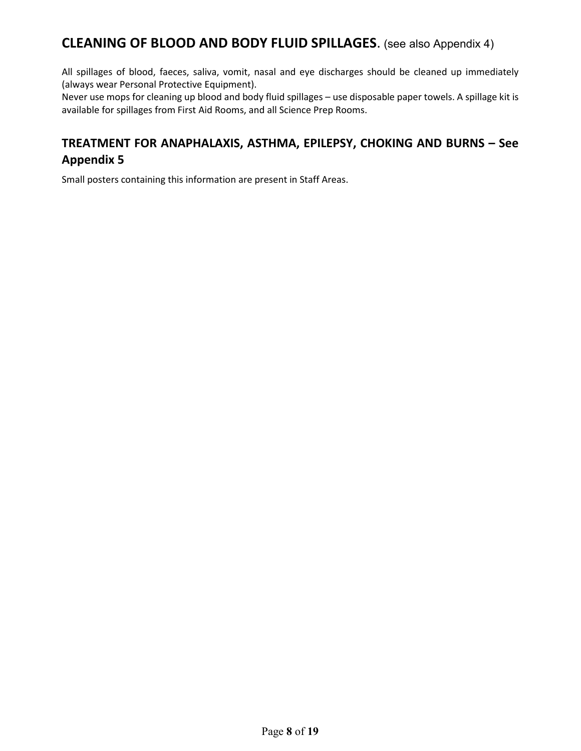## CLEANING OF BLOOD AND BODY FLUID SPILLAGES. (see also Appendix 4)

All spillages of blood, faeces, saliva, vomit, nasal and eye discharges should be cleaned up immediately (always wear Personal Protective Equipment).
Never use mops for cleaning up blood and body fluid spillages – use disposable paper towels. A spillage kit is available for spillages from First Aid Rooms, and all Science Prep Rooms.

## TREATMENT FOR ANAPHALAXIS, ASTHMA, EPILEPSY, CHOKING AND BURNS – See Appendix 5

Small posters containing this information are present in Staff Areas.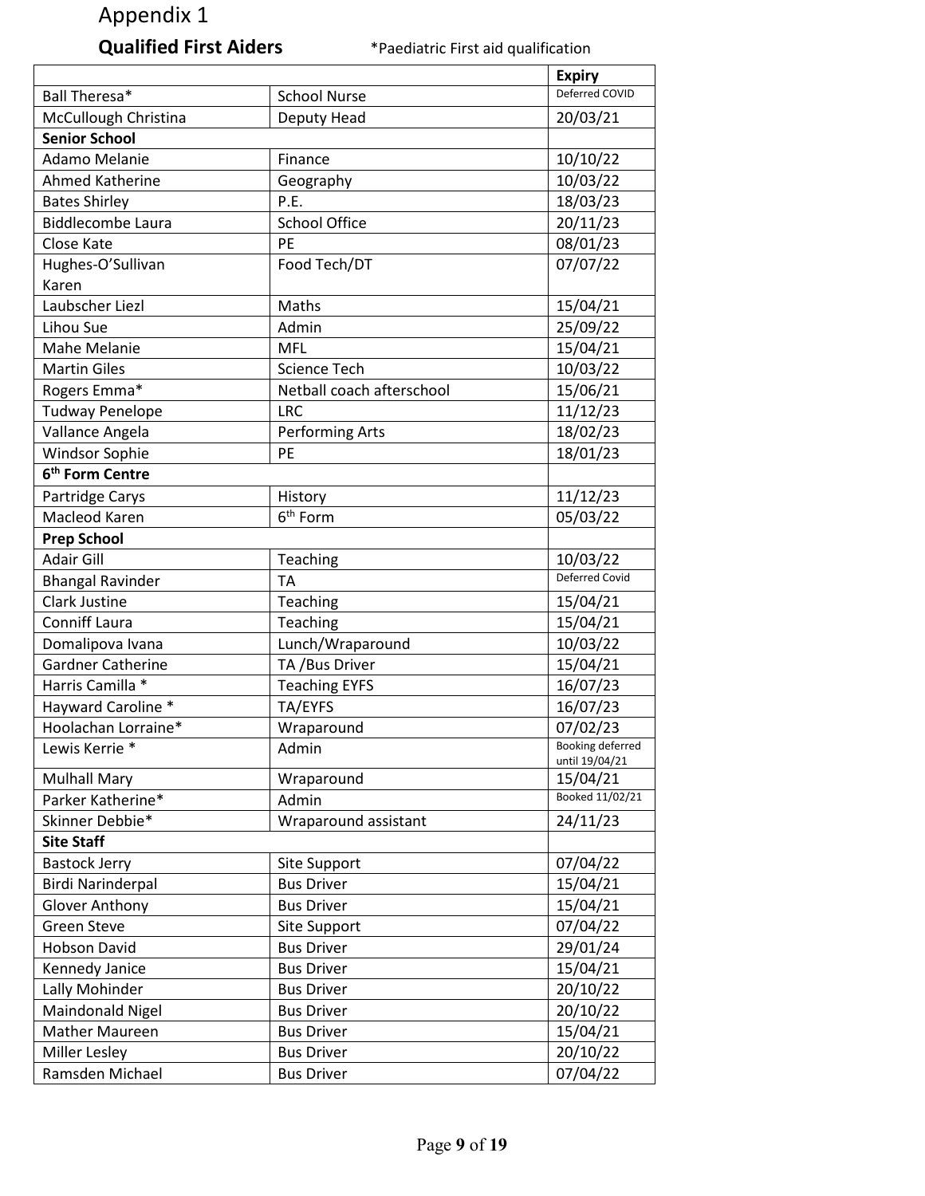# Appendix 1

## Qualified First Aiders

*Paediatric First aid qualification

| | | Expiry |
|---|---|---|
| Ball Theresa* | School Nurse | Deferred COVID |
| McCullough Christina | Deputy Head | 20/03/21 |
| **Senior School** | | |
| Adamo Melanie | Finance | 10/10/22 |
| Ahmed Katherine | Geography | 10/03/22 |
| Bates Shirley | P.E. | 18/03/23 |
| Biddlecombe Laura | School Office | 20/11/23 |
| Close Kate | PE | 08/01/23 |
| Hughes-O'Sullivan Karen | Food Tech/DT | 07/07/22 |
| Laubscher Liezl | Maths | 15/04/21 |
| Lihou Sue | Admin | 25/09/22 |
| Mahe Melanie | MFL | 15/04/21 |
| Martin Giles | Science Tech | 10/03/22 |
| Rogers Emma* | Netball coach afterschool | 15/06/21 |
| Tudway Penelope | LRC | 11/12/23 |
| Vallance Angela | Performing Arts | 18/02/23 |
| Windsor Sophie | PE | 18/01/23 |
| **6th Form Centre** | | |
| Partridge Carys | History | 11/12/23 |
| Macleod Karen | 6th Form | 05/03/22 |
| **Prep School** | | |
| Adair Gill | Teaching | 10/03/22 |
| Bhangal Ravinder | TA | Deferred Covid |
| Clark Justine | Teaching | 15/04/21 |
| Conniff Laura | Teaching | 15/04/21 |
| Domalipova Ivana | Lunch/Wraparound | 10/03/22 |
| Gardner Catherine | TA /Bus Driver | 15/04/21 |
| Harris Camilla * | Teaching EYFS | 16/07/23 |
| Hayward Caroline * | TA/EYFS | 16/07/23 |
| Hoolachan Lorraine* | Wraparound | 07/02/23 |
| Lewis Kerrie * | Admin | Booking deferred until 19/04/21 |
| Mulhall Mary | Wraparound | 15/04/21 |
| Parker Katherine* | Admin | Booked 11/02/21 |
| Skinner Debbie* | Wraparound assistant | 24/11/23 |
| **Site Staff** | | |
| Bastock Jerry | Site Support | 07/04/22 |
| Birdi Narinderpal | Bus Driver | 15/04/21 |
| Glover Anthony | Bus Driver | 15/04/21 |
| Green Steve | Site Support | 07/04/22 |
| Hobson David | Bus Driver | 29/01/24 |
| Kennedy Janice | Bus Driver | 15/04/21 |
| Lally Mohinder | Bus Driver | 20/10/22 |
| Maindonald Nigel | Bus Driver | 20/10/22 |
| Mather Maureen | Bus Driver | 15/04/21 |
| Miller Lesley | Bus Driver | 20/10/22 |
| Ramsden Michael | Bus Driver | 07/04/22 |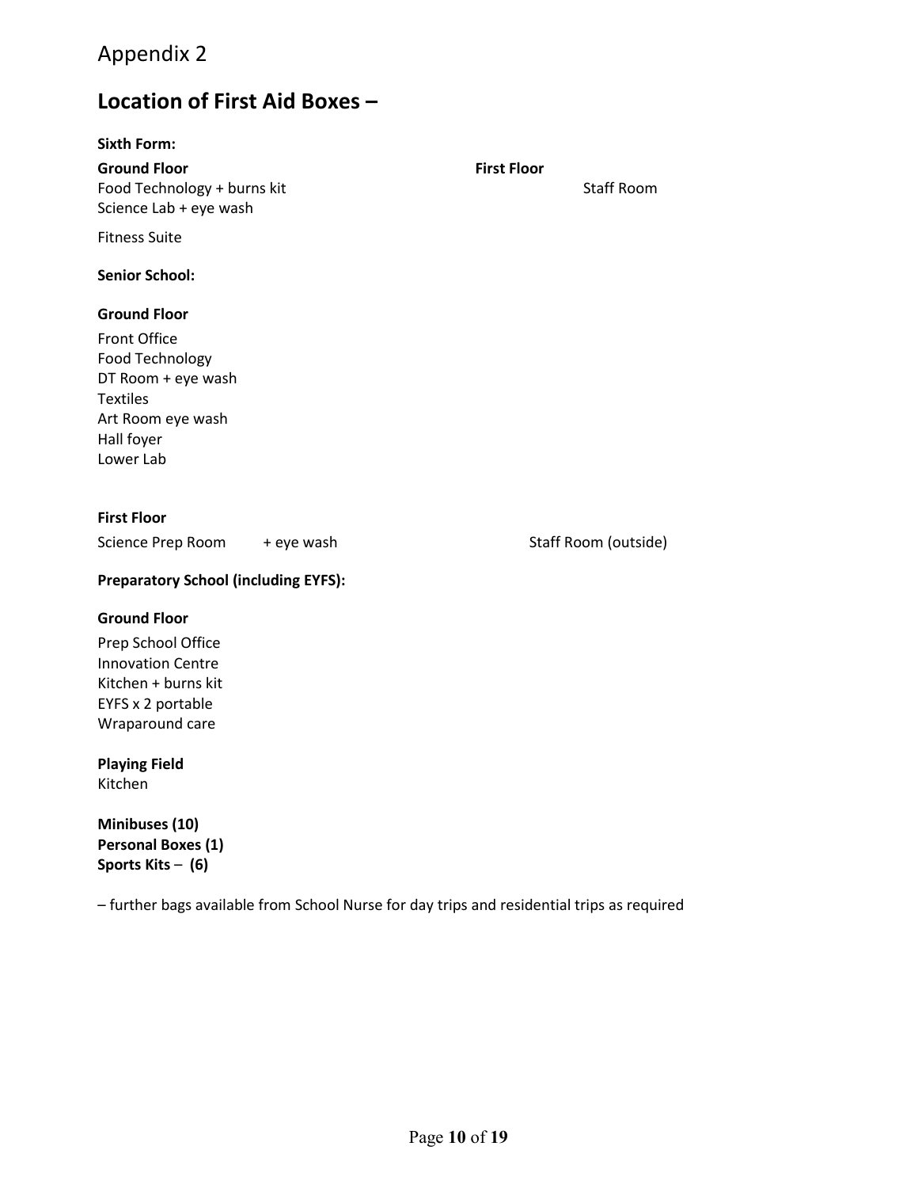Appendix 2

# Location of First Aid Boxes –

**Sixth Form:**

**Ground Floor**

Food Technology + burns kit
Science Lab + eye wash

Fitness Suite

**First Floor**

Staff Room

**Senior School:**

**Ground Floor**

Front Office
Food Technology
DT Room + eye wash
Textiles
Art Room eye wash
Hall foyer
Lower Lab

**First Floor**

Science Prep Room + eye wash

Staff Room (outside)

**Preparatory School (including EYFS):**

**Ground Floor**

Prep School Office
Innovation Centre
Kitchen + burns kit
EYFS x 2 portable
Wraparound care

**Playing Field**
Kitchen

**Minibuses (10)**
**Personal Boxes (1)**
**Sports Kits – (6)**

– further bags available from School Nurse for day trips and residential trips as required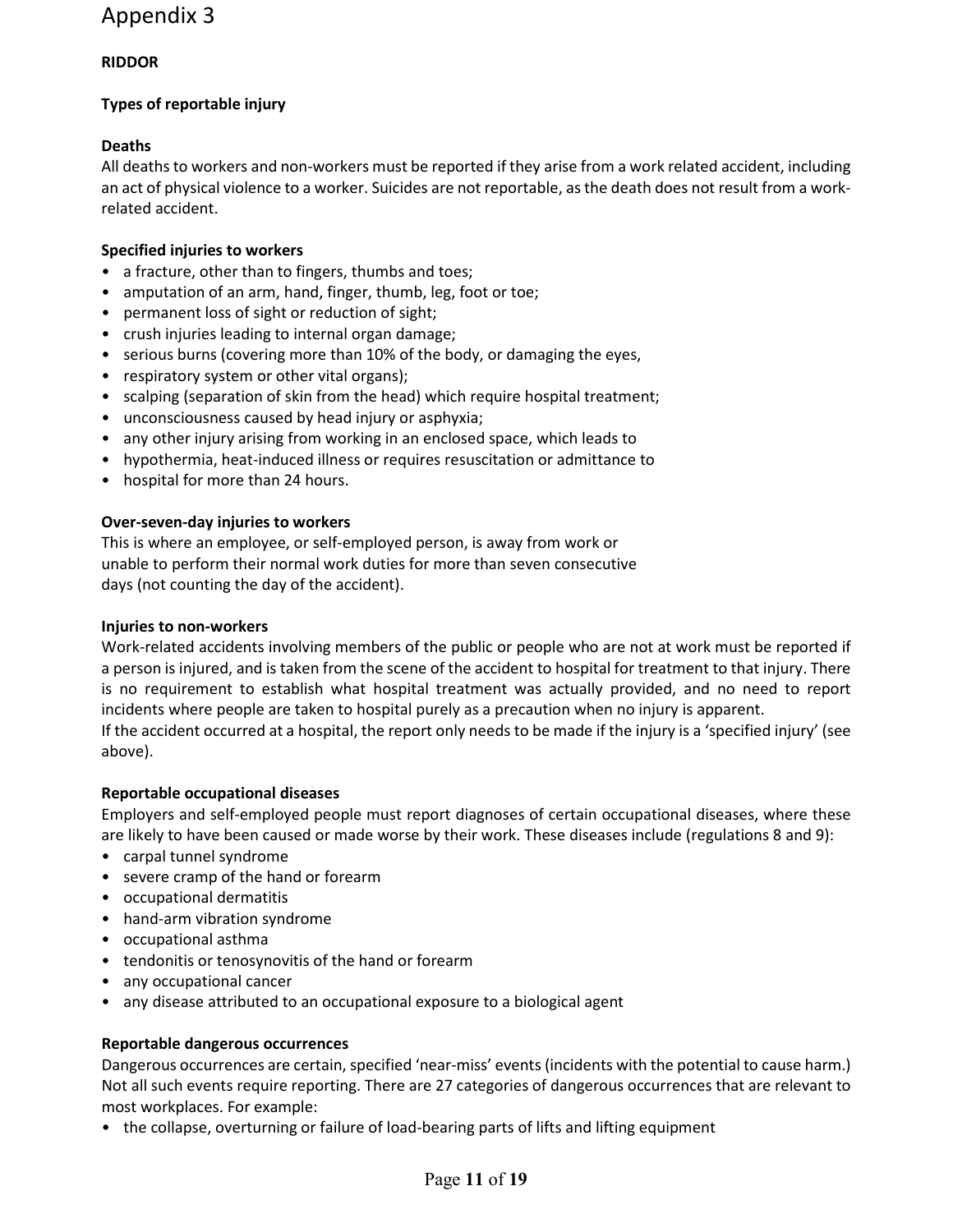// Appendix 3

**RIDDOR**

**Types of reportable injury**

**Deaths**

All deaths to workers and non-workers must be reported if they arise from a work related accident, including an act of physical violence to a worker. Suicides are not reportable, as the death does not result from a work-related accident.

**Specified injuries to workers**

- a fracture, other than to fingers, thumbs and toes;
- amputation of an arm, hand, finger, thumb, leg, foot or toe;
- permanent loss of sight or reduction of sight;
- crush injuries leading to internal organ damage;
- serious burns (covering more than 10% of the body, or damaging the eyes,
- respiratory system or other vital organs);
- scalping (separation of skin from the head) which require hospital treatment;
- unconsciousness caused by head injury or asphyxia;
- any other injury arising from working in an enclosed space, which leads to
- hypothermia, heat-induced illness or requires resuscitation or admittance to
- hospital for more than 24 hours.

**Over-seven-day injuries to workers**

This is where an employee, or self-employed person, is away from work or unable to perform their normal work duties for more than seven consecutive days (not counting the day of the accident).

**Injuries to non-workers**

Work-related accidents involving members of the public or people who are not at work must be reported if a person is injured, and is taken from the scene of the accident to hospital for treatment to that injury. There is no requirement to establish what hospital treatment was actually provided, and no need to report incidents where people are taken to hospital purely as a precaution when no injury is apparent.

If the accident occurred at a hospital, the report only needs to be made if the injury is a 'specified injury' (see above).

**Reportable occupational diseases**

Employers and self-employed people must report diagnoses of certain occupational diseases, where these are likely to have been caused or made worse by their work. These diseases include (regulations 8 and 9):

- carpal tunnel syndrome
- severe cramp of the hand or forearm
- occupational dermatitis
- hand-arm vibration syndrome
- occupational asthma
- tendonitis or tenosynovitis of the hand or forearm
- any occupational cancer
- any disease attributed to an occupational exposure to a biological agent

**Reportable dangerous occurrences**

Dangerous occurrences are certain, specified 'near-miss' events (incidents with the potential to cause harm.) Not all such events require reporting. There are 27 categories of dangerous occurrences that are relevant to most workplaces. For example:

- the collapse, overturning or failure of load-bearing parts of lifts and lifting equipment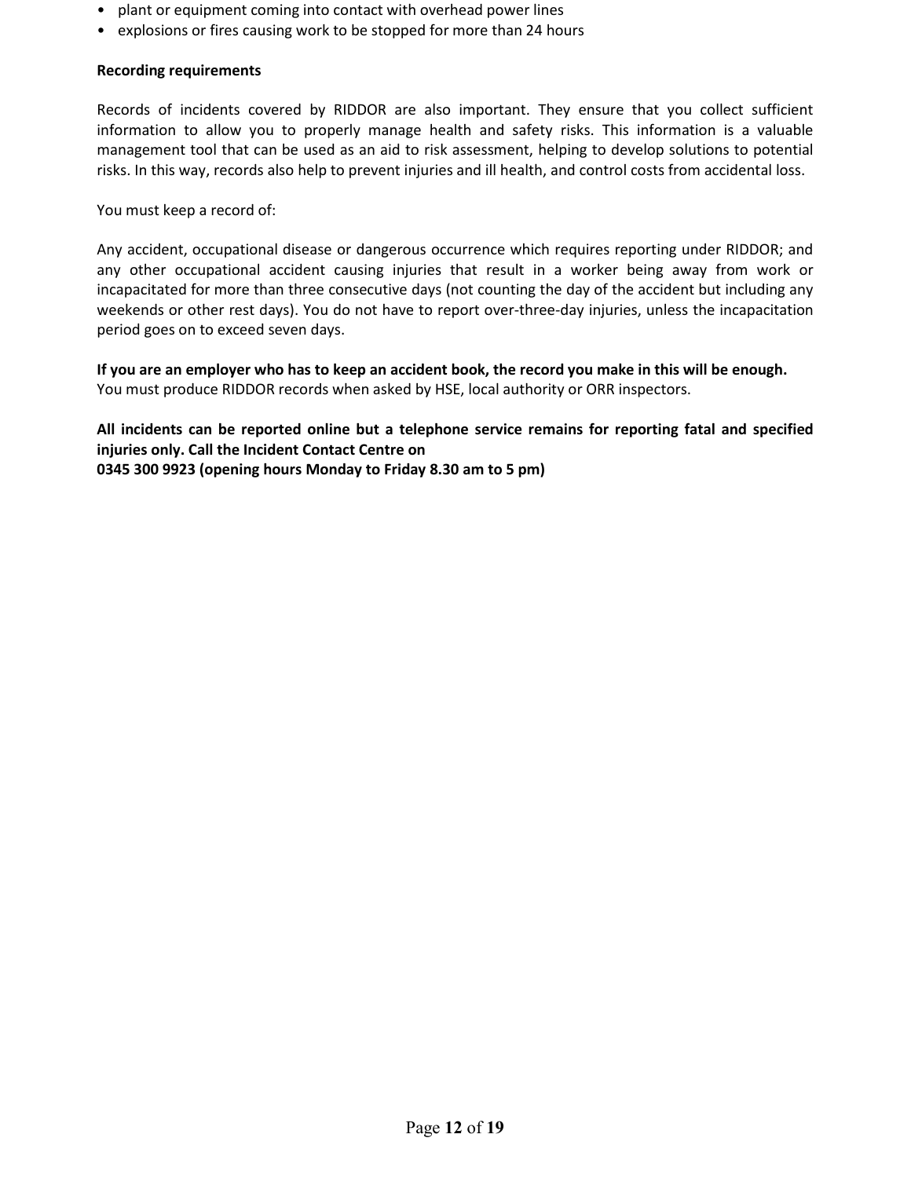- plant or equipment coming into contact with overhead power lines
- explosions or fires causing work to be stopped for more than 24 hours

**Recording requirements**

Records of incidents covered by RIDDOR are also important. They ensure that you collect sufficient information to allow you to properly manage health and safety risks. This information is a valuable management tool that can be used as an aid to risk assessment, helping to develop solutions to potential risks. In this way, records also help to prevent injuries and ill health, and control costs from accidental loss.

You must keep a record of:

Any accident, occupational disease or dangerous occurrence which requires reporting under RIDDOR; and any other occupational accident causing injuries that result in a worker being away from work or incapacitated for more than three consecutive days (not counting the day of the accident but including any weekends or other rest days). You do not have to report over-three-day injuries, unless the incapacitation period goes on to exceed seven days.

**If you are an employer who has to keep an accident book, the record you make in this will be enough.**
You must produce RIDDOR records when asked by HSE, local authority or ORR inspectors.

**All incidents can be reported online but a telephone service remains for reporting fatal and specified injuries only. Call the Incident Contact Centre on**
**0345 300 9923 (opening hours Monday to Friday 8.30 am to 5 pm)**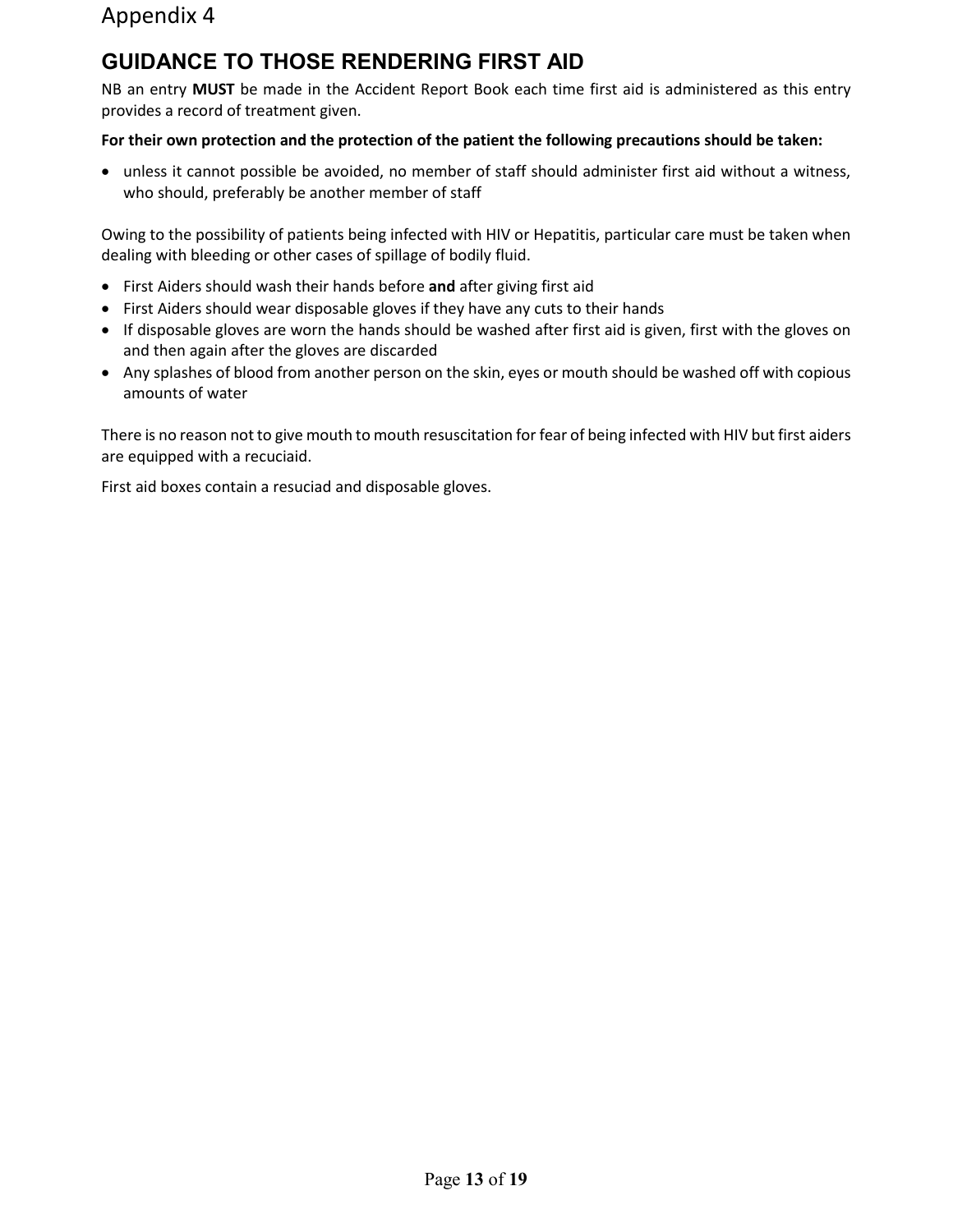Appendix 4

# GUIDANCE TO THOSE RENDERING FIRST AID

NB an entry **MUST** be made in the Accident Report Book each time first aid is administered as this entry provides a record of treatment given.

**For their own protection and the protection of the patient the following precautions should be taken:**

- unless it cannot possible be avoided, no member of staff should administer first aid without a witness, who should, preferably be another member of staff

Owing to the possibility of patients being infected with HIV or Hepatitis, particular care must be taken when dealing with bleeding or other cases of spillage of bodily fluid.

- First Aiders should wash their hands before **and** after giving first aid
- First Aiders should wear disposable gloves if they have any cuts to their hands
- If disposable gloves are worn the hands should be washed after first aid is given, first with the gloves on and then again after the gloves are discarded
- Any splashes of blood from another person on the skin, eyes or mouth should be washed off with copious amounts of water

There is no reason not to give mouth to mouth resuscitation for fear of being infected with HIV but first aiders are equipped with a recuciaid.

First aid boxes contain a resuciad and disposable gloves.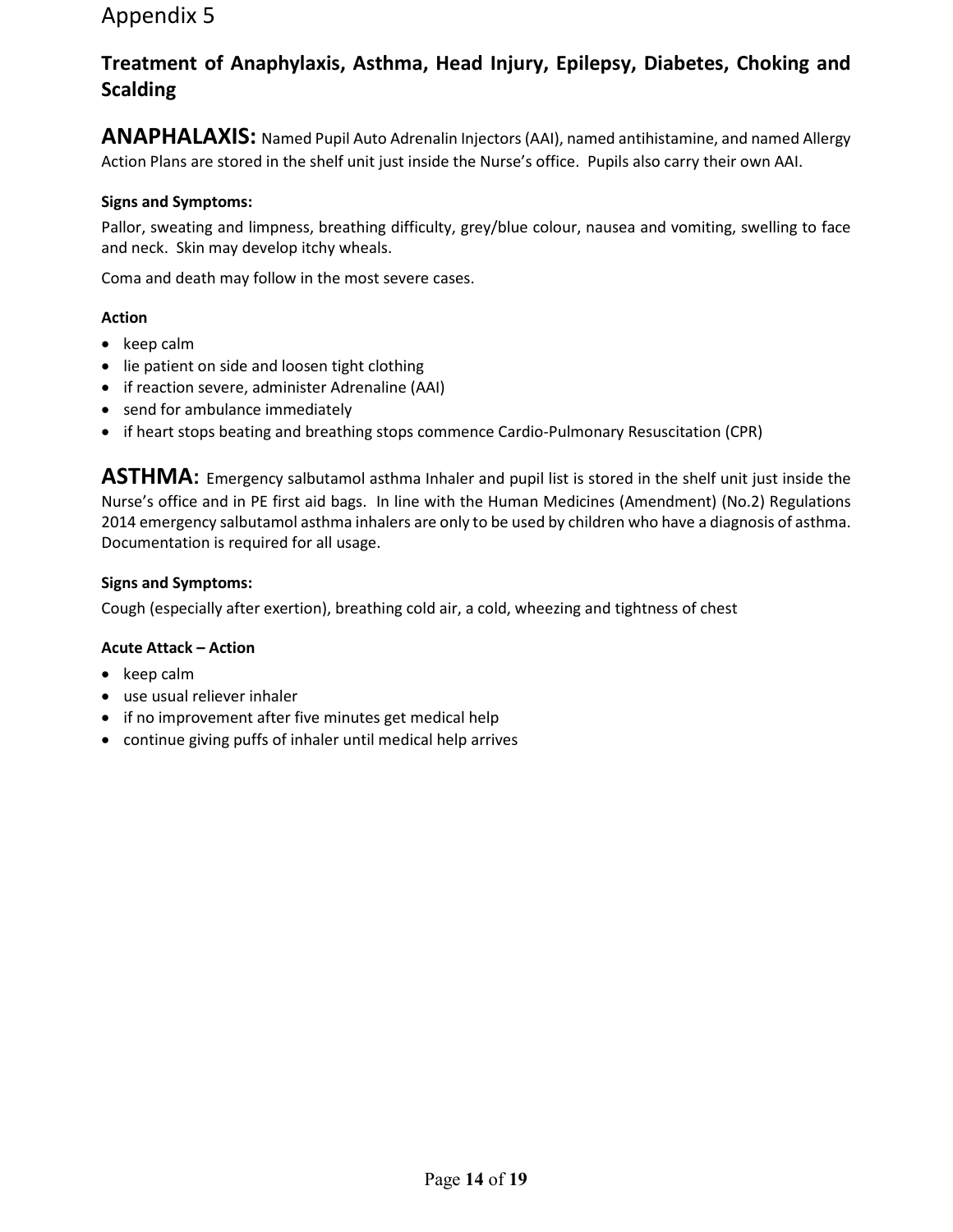# Appendix 5

## Treatment of Anaphylaxis, Asthma, Head Injury, Epilepsy, Diabetes, Choking and Scalding

**ANAPHALAXIS:** Named Pupil Auto Adrenalin Injectors (AAI), named antihistamine, and named Allergy Action Plans are stored in the shelf unit just inside the Nurse's office. Pupils also carry their own AAI.

**Signs and Symptoms:**

Pallor, sweating and limpness, breathing difficulty, grey/blue colour, nausea and vomiting, swelling to face and neck. Skin may develop itchy wheals.

Coma and death may follow in the most severe cases.

**Action**

- keep calm
- lie patient on side and loosen tight clothing
- if reaction severe, administer Adrenaline (AAI)
- send for ambulance immediately
- if heart stops beating and breathing stops commence Cardio-Pulmonary Resuscitation (CPR)

**ASTHMA:** Emergency salbutamol asthma Inhaler and pupil list is stored in the shelf unit just inside the Nurse's office and in PE first aid bags. In line with the Human Medicines (Amendment) (No.2) Regulations 2014 emergency salbutamol asthma inhalers are only to be used by children who have a diagnosis of asthma. Documentation is required for all usage.

**Signs and Symptoms:**

Cough (especially after exertion), breathing cold air, a cold, wheezing and tightness of chest

**Acute Attack – Action**

- keep calm
- use usual reliever inhaler
- if no improvement after five minutes get medical help
- continue giving puffs of inhaler until medical help arrives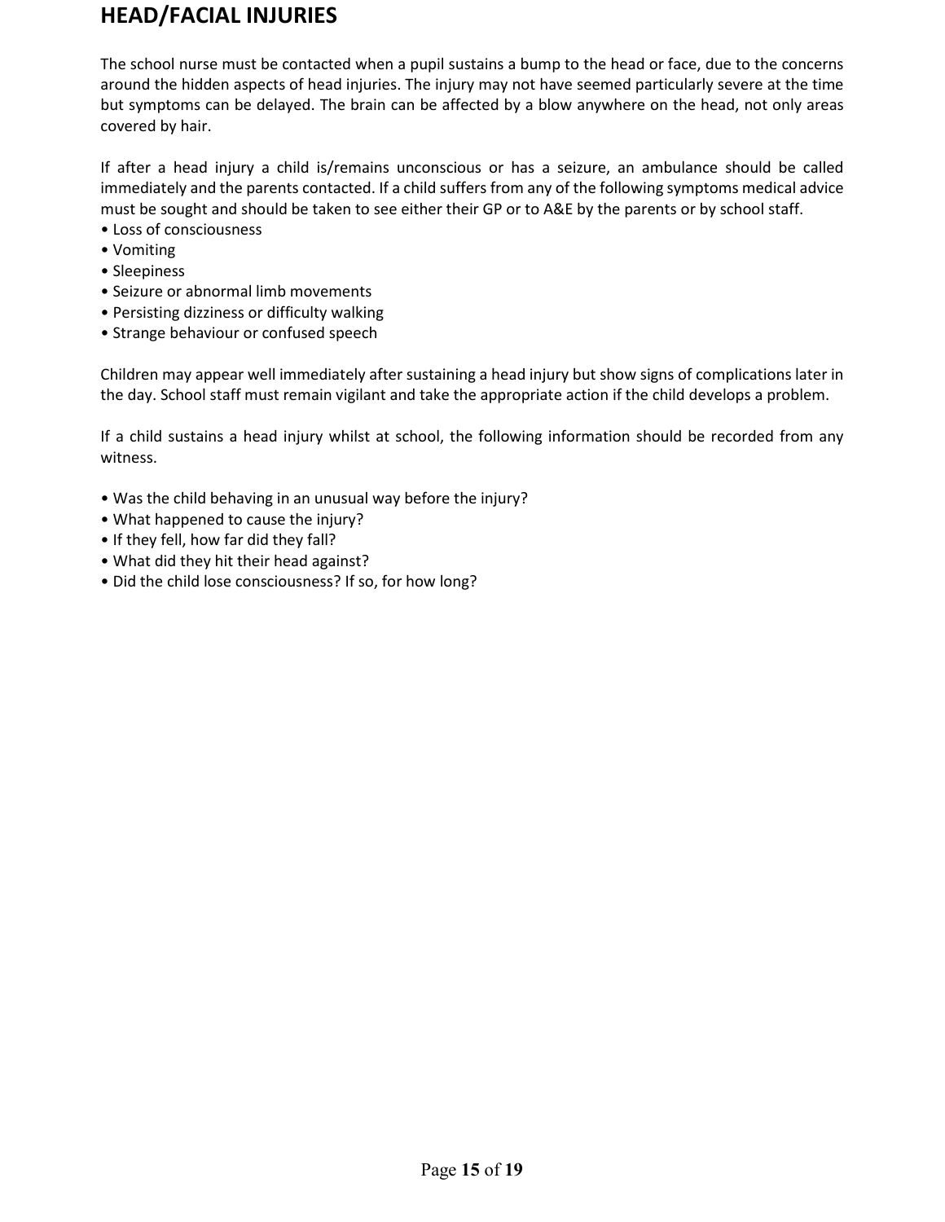# HEAD/FACIAL INJURIES

The school nurse must be contacted when a pupil sustains a bump to the head or face, due to the concerns around the hidden aspects of head injuries. The injury may not have seemed particularly severe at the time but symptoms can be delayed. The brain can be affected by a blow anywhere on the head, not only areas covered by hair.

If after a head injury a child is/remains unconscious or has a seizure, an ambulance should be called immediately and the parents contacted. If a child suffers from any of the following symptoms medical advice must be sought and should be taken to see either their GP or to A&E by the parents or by school staff.

- Loss of consciousness
- Vomiting
- Sleepiness
- Seizure or abnormal limb movements
- Persisting dizziness or difficulty walking
- Strange behaviour or confused speech

Children may appear well immediately after sustaining a head injury but show signs of complications later in the day. School staff must remain vigilant and take the appropriate action if the child develops a problem.

If a child sustains a head injury whilst at school, the following information should be recorded from any witness.

- Was the child behaving in an unusual way before the injury?
- What happened to cause the injury?
- If they fell, how far did they fall?
- What did they hit their head against?
- Did the child lose consciousness? If so, for how long?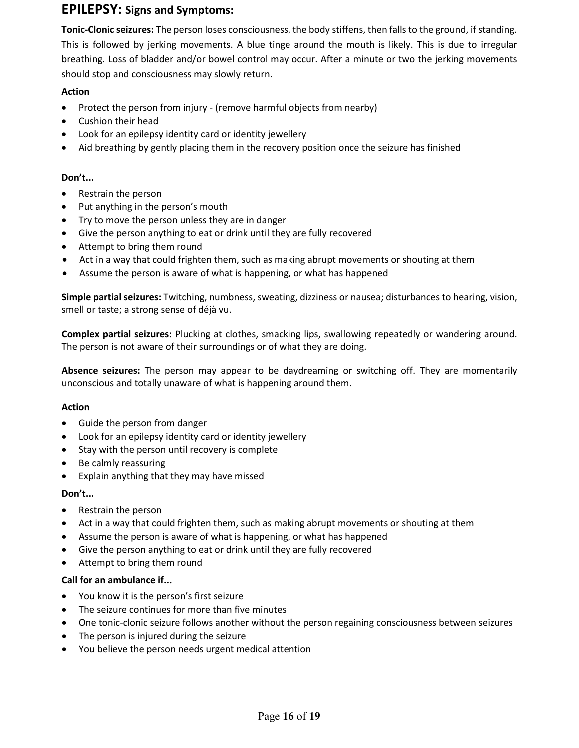# EPILEPSY: Signs and Symptoms:

**Tonic-Clonic seizures:** The person loses consciousness, the body stiffens, then falls to the ground, if standing. This is followed by jerking movements. A blue tinge around the mouth is likely. This is due to irregular breathing. Loss of bladder and/or bowel control may occur. After a minute or two the jerking movements should stop and consciousness may slowly return.

**Action**

- Protect the person from injury - (remove harmful objects from nearby)
- Cushion their head
- Look for an epilepsy identity card or identity jewellery
- Aid breathing by gently placing them in the recovery position once the seizure has finished

**Don't...**

- Restrain the person
- Put anything in the person's mouth
- Try to move the person unless they are in danger
- Give the person anything to eat or drink until they are fully recovered
- Attempt to bring them round
- Act in a way that could frighten them, such as making abrupt movements or shouting at them
- Assume the person is aware of what is happening, or what has happened

**Simple partial seizures:** Twitching, numbness, sweating, dizziness or nausea; disturbances to hearing, vision, smell or taste; a strong sense of déjà vu.

**Complex partial seizures:** Plucking at clothes, smacking lips, swallowing repeatedly or wandering around. The person is not aware of their surroundings or of what they are doing.

**Absence seizures:** The person may appear to be daydreaming or switching off. They are momentarily unconscious and totally unaware of what is happening around them.

**Action**

- Guide the person from danger
- Look for an epilepsy identity card or identity jewellery
- Stay with the person until recovery is complete
- Be calmly reassuring
- Explain anything that they may have missed

**Don't...**

- Restrain the person
- Act in a way that could frighten them, such as making abrupt movements or shouting at them
- Assume the person is aware of what is happening, or what has happened
- Give the person anything to eat or drink until they are fully recovered
- Attempt to bring them round

**Call for an ambulance if...**

- You know it is the person's first seizure
- The seizure continues for more than five minutes
- One tonic-clonic seizure follows another without the person regaining consciousness between seizures
- The person is injured during the seizure
- You believe the person needs urgent medical attention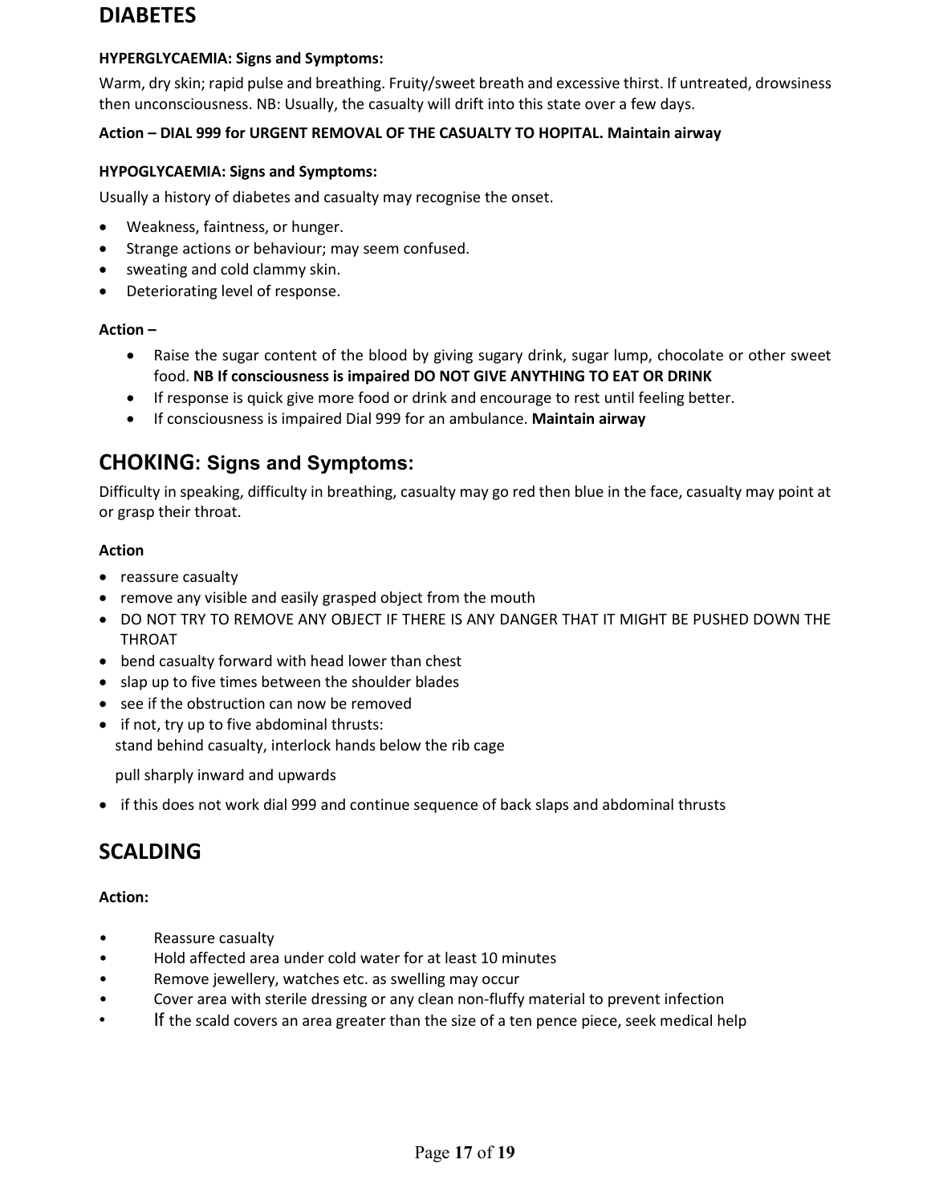# DIABETES

**HYPERGLYCAEMIA: Signs and Symptoms:**

Warm, dry skin; rapid pulse and breathing. Fruity/sweet breath and excessive thirst. If untreated, drowsiness then unconsciousness. NB: Usually, the casualty will drift into this state over a few days.

**Action – DIAL 999 for URGENT REMOVAL OF THE CASUALTY TO HOPITAL. Maintain airway**

**HYPOGLYCAEMIA: Signs and Symptoms:**

Usually a history of diabetes and casualty may recognise the onset.

- Weakness, faintness, or hunger.
- Strange actions or behaviour; may seem confused.
- sweating and cold clammy skin.
- Deteriorating level of response.

**Action –**

- Raise the sugar content of the blood by giving sugary drink, sugar lump, chocolate or other sweet food. **NB If consciousness is impaired DO NOT GIVE ANYTHING TO EAT OR DRINK**
- If response is quick give more food or drink and encourage to rest until feeling better.
- If consciousness is impaired Dial 999 for an ambulance. **Maintain airway**

# CHOKING: Signs and Symptoms:

Difficulty in speaking, difficulty in breathing, casualty may go red then blue in the face, casualty may point at or grasp their throat.

**Action**

- reassure casualty
- remove any visible and easily grasped object from the mouth
- DO NOT TRY TO REMOVE ANY OBJECT IF THERE IS ANY DANGER THAT IT MIGHT BE PUSHED DOWN THE THROAT
- bend casualty forward with head lower than chest
- slap up to five times between the shoulder blades
- see if the obstruction can now be removed
- if not, try up to five abdominal thrusts:
  stand behind casualty, interlock hands below the rib cage

  pull sharply inward and upwards
- if this does not work dial 999 and continue sequence of back slaps and abdominal thrusts

# SCALDING

**Action:**

- Reassure casualty
- Hold affected area under cold water for at least 10 minutes
- Remove jewellery, watches etc. as swelling may occur
- Cover area with sterile dressing or any clean non-fluffy material to prevent infection
- If the scald covers an area greater than the size of a ten pence piece, seek medical help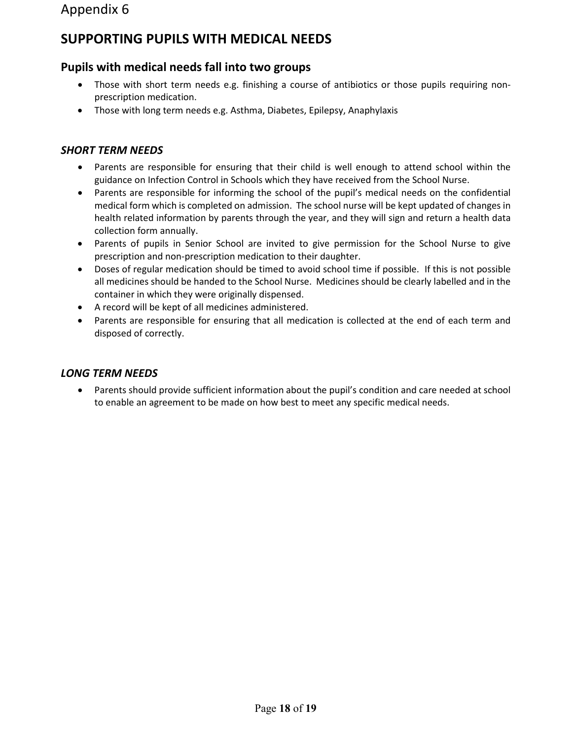Appendix 6

# SUPPORTING PUPILS WITH MEDICAL NEEDS

## Pupils with medical needs fall into two groups

- Those with short term needs e.g. finishing a course of antibiotics or those pupils requiring non-prescription medication.
- Those with long term needs e.g. Asthma, Diabetes, Epilepsy, Anaphylaxis

### *SHORT TERM NEEDS*

- Parents are responsible for ensuring that their child is well enough to attend school within the guidance on Infection Control in Schools which they have received from the School Nurse.
- Parents are responsible for informing the school of the pupil's medical needs on the confidential medical form which is completed on admission. The school nurse will be kept updated of changes in health related information by parents through the year, and they will sign and return a health data collection form annually.
- Parents of pupils in Senior School are invited to give permission for the School Nurse to give prescription and non-prescription medication to their daughter.
- Doses of regular medication should be timed to avoid school time if possible. If this is not possible all medicines should be handed to the School Nurse. Medicines should be clearly labelled and in the container in which they were originally dispensed.
- A record will be kept of all medicines administered.
- Parents are responsible for ensuring that all medication is collected at the end of each term and disposed of correctly.

### *LONG TERM NEEDS*

- Parents should provide sufficient information about the pupil's condition and care needed at school to enable an agreement to be made on how best to meet any specific medical needs.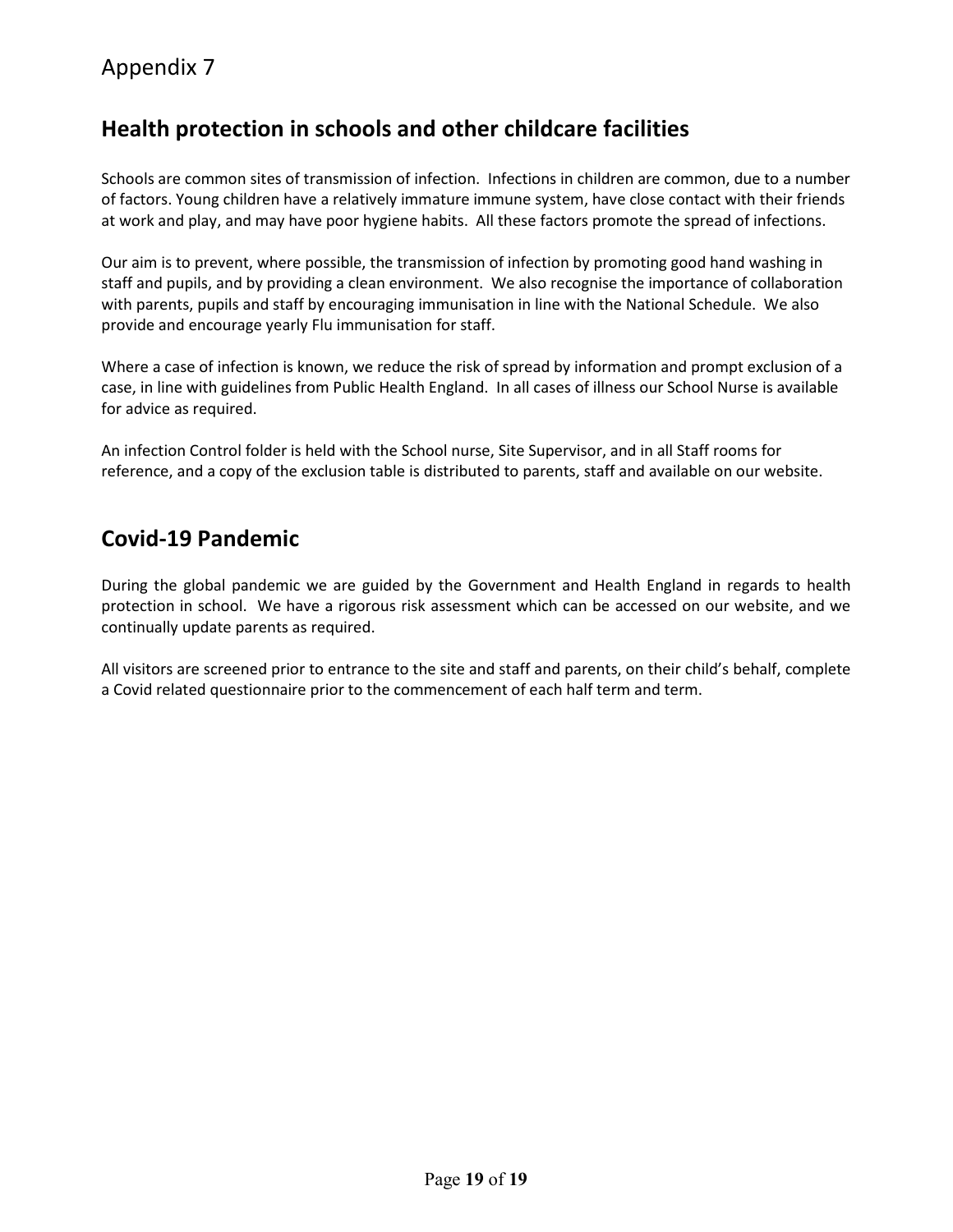Appendix 7

## Health protection in schools and other childcare facilities

Schools are common sites of transmission of infection. Infections in children are common, due to a number of factors. Young children have a relatively immature immune system, have close contact with their friends at work and play, and may have poor hygiene habits. All these factors promote the spread of infections.

Our aim is to prevent, where possible, the transmission of infection by promoting good hand washing in staff and pupils, and by providing a clean environment. We also recognise the importance of collaboration with parents, pupils and staff by encouraging immunisation in line with the National Schedule. We also provide and encourage yearly Flu immunisation for staff.

Where a case of infection is known, we reduce the risk of spread by information and prompt exclusion of a case, in line with guidelines from Public Health England. In all cases of illness our School Nurse is available for advice as required.

An infection Control folder is held with the School nurse, Site Supervisor, and in all Staff rooms for reference, and a copy of the exclusion table is distributed to parents, staff and available on our website.

## Covid-19 Pandemic

During the global pandemic we are guided by the Government and Health England in regards to health protection in school. We have a rigorous risk assessment which can be accessed on our website, and we continually update parents as required.

All visitors are screened prior to entrance to the site and staff and parents, on their child's behalf, complete a Covid related questionnaire prior to the commencement of each half term and term.